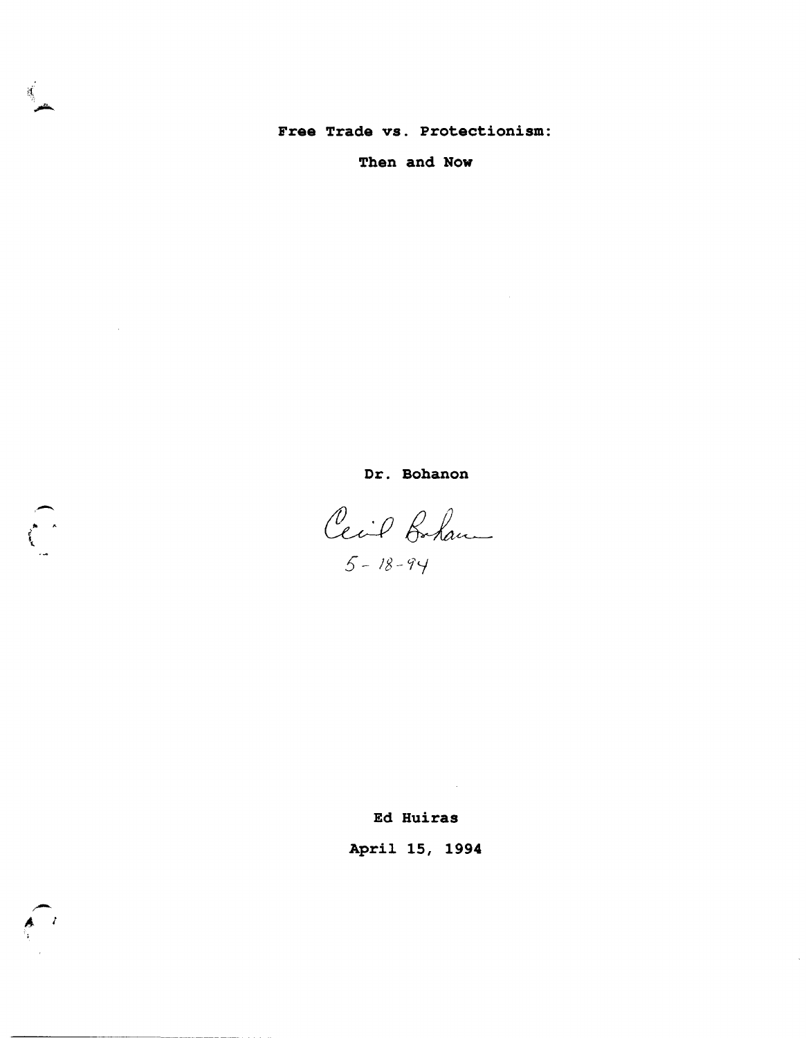# Free Trade vs. Protectionism:

# Then and Now

**Dr. Bohanon**

Cecil Bohanon
5-18-94

**Ed Huiras**

**April 15, 1994**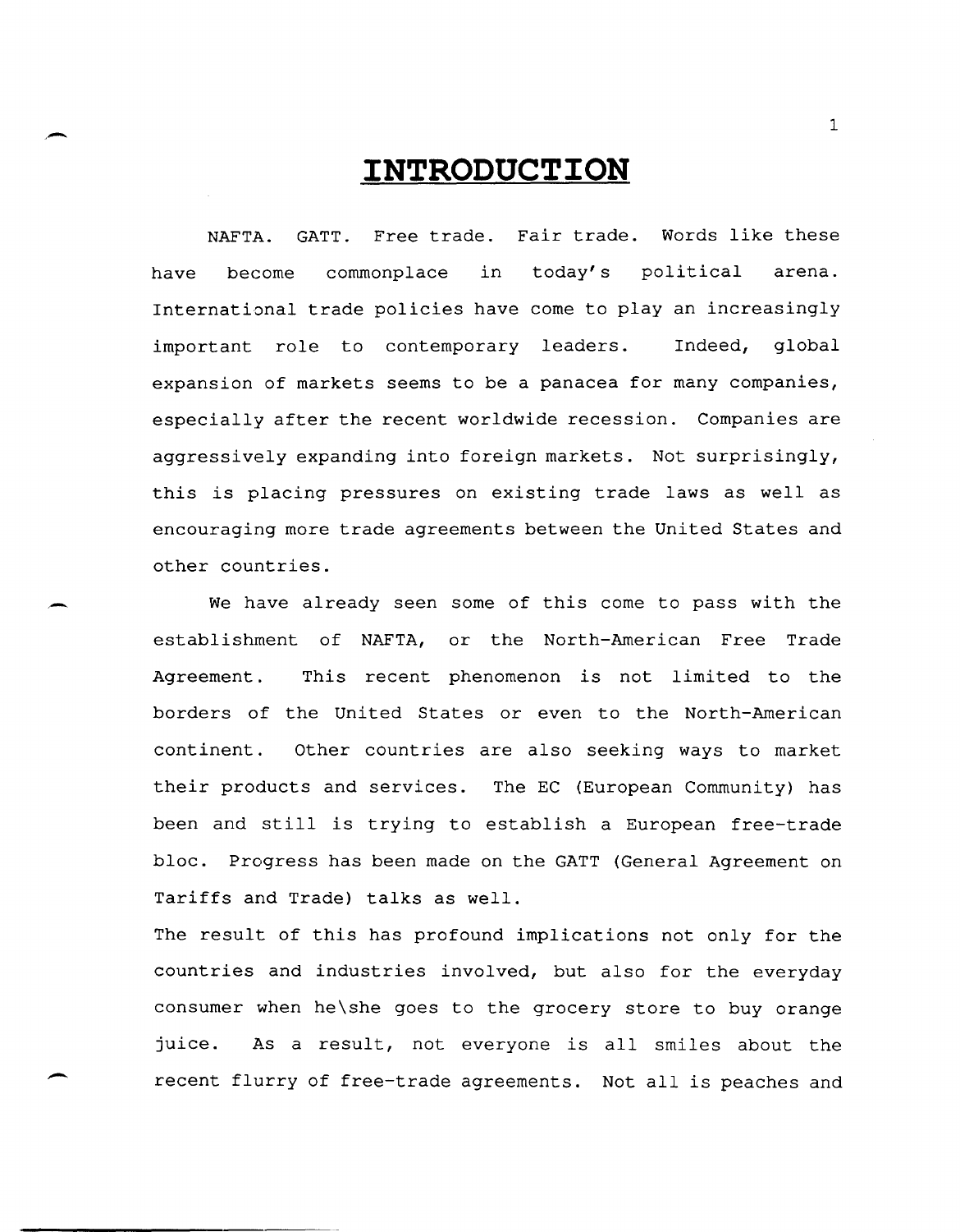# INTRODUCTION

NAFTA. GATT. Free trade. Fair trade. Words like these have become commonplace in today's political arena. International trade policies have come to play an increasingly important role to contemporary leaders. Indeed, global expansion of markets seems to be a panacea for many companies, especially after the recent worldwide recession. Companies are aggressively expanding into foreign markets. Not surprisingly, this is placing pressures on existing trade laws as well as encouraging more trade agreements between the United States and other countries.

We have already seen some of this come to pass with the establishment of NAFTA, or the North-American Free Trade Agreement. This recent phenomenon is not limited to the borders of the United States or even to the North-American continent. Other countries are also seeking ways to market their products and services. The EC (European Community) has been and still is trying to establish a European free-trade bloc. Progress has been made on the GATT (General Agreement on Tariffs and Trade) talks as well.

The result of this has profound implications not only for the countries and industries involved, but also for the everyday consumer when he\she goes to the grocery store to buy orange juice. As a result, not everyone is all smiles about the recent flurry of free-trade agreements. Not all is peaches and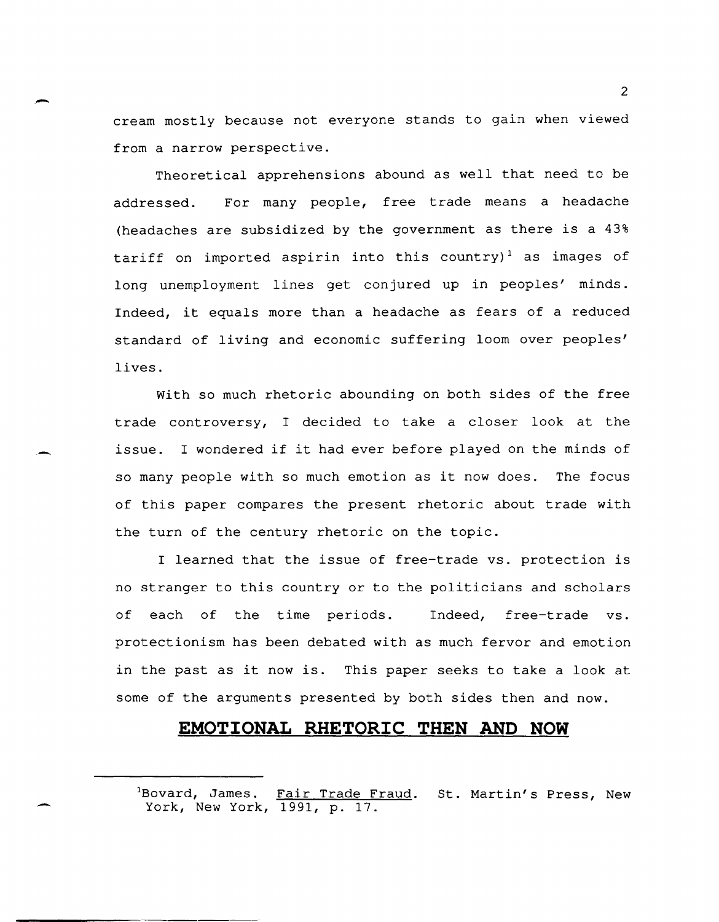cream mostly because not everyone stands to gain when viewed from a narrow perspective.

Theoretical apprehensions abound as well that need to be addressed. For many people, free trade means a headache (headaches are subsidized by the government as there is a 43% tariff on imported aspirin into this country)[1] as images of long unemployment lines get conjured up in peoples' minds. Indeed, it equals more than a headache as fears of a reduced standard of living and economic suffering loom over peoples' lives.

With so much rhetoric abounding on both sides of the free trade controversy, I decided to take a closer look at the issue. I wondered if it had ever before played on the minds of so many people with so much emotion as it now does. The focus of this paper compares the present rhetoric about trade with the turn of the century rhetoric on the topic.

I learned that the issue of free-trade vs. protection is no stranger to this country or to the politicians and scholars of each of the time periods. Indeed, free-trade vs. protectionism has been debated with as much fervor and emotion in the past as it now is. This paper seeks to take a look at some of the arguments presented by both sides then and now.

## **EMOTIONAL RHETORIC THEN AND NOW**

[1] Bovard, James. Fair Trade Fraud. St. Martin's Press, New York, New York, 1991, p. 17.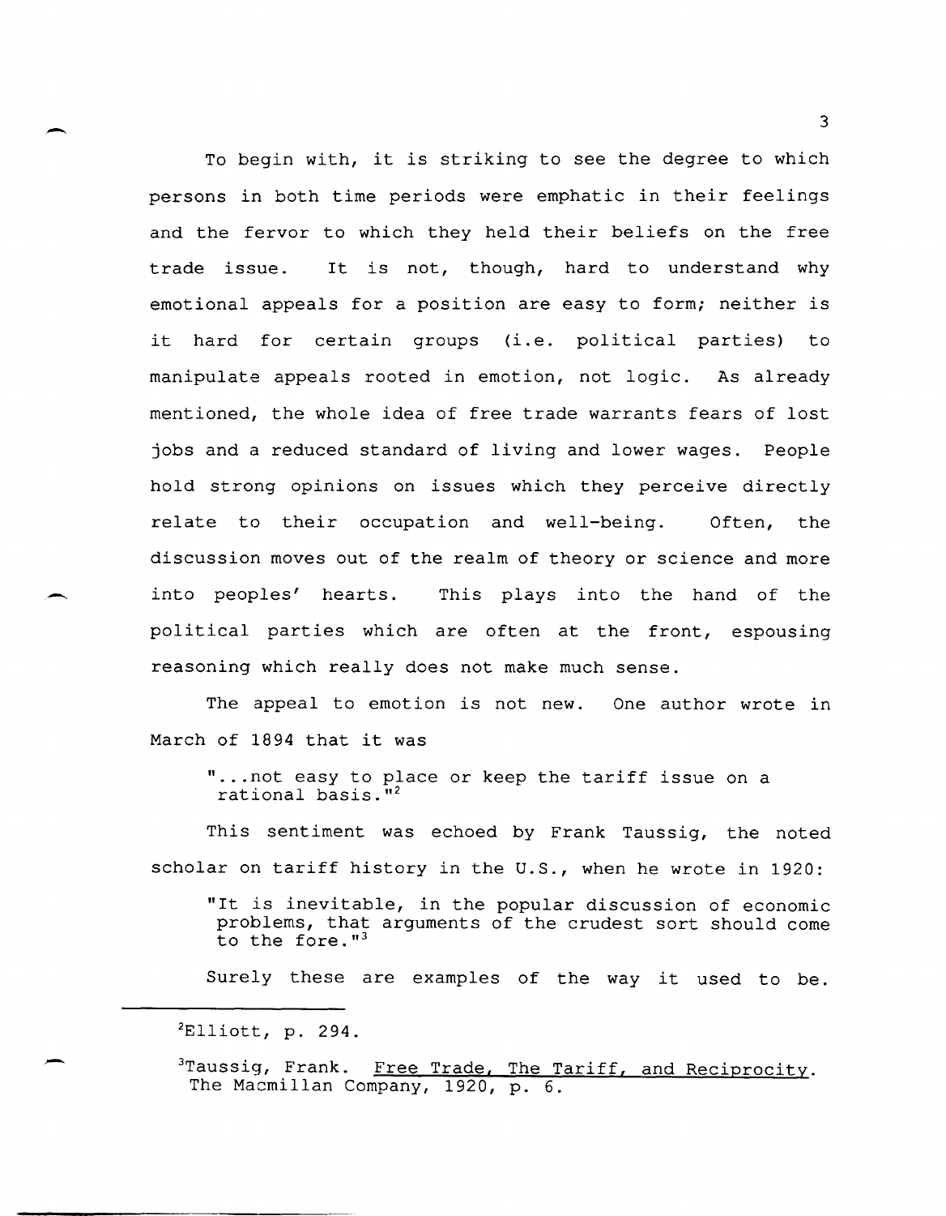To begin with, it is striking to see the degree to which persons in both time periods were emphatic in their feelings and the fervor to which they held their beliefs on the free trade issue. It is not, though, hard to understand why emotional appeals for a position are easy to form; neither is it hard for certain groups (i.e. political parties) to manipulate appeals rooted in emotion, not logic. As already mentioned, the whole idea of free trade warrants fears of lost jobs and a reduced standard of living and lower wages. People hold strong opinions on issues which they perceive directly relate to their occupation and well-being. Often, the discussion moves out of the realm of theory or science and more into peoples' hearts. This plays into the hand of the political parties which are often at the front, espousing reasoning which really does not make much sense.

The appeal to emotion is not new. One author wrote in March of 1894 that it was

> "...not easy to place or keep the tariff issue on a rational basis."[2]

This sentiment was echoed by Frank Taussig, the noted scholar on tariff history in the U.S., when he wrote in 1920:

> "It is inevitable, in the popular discussion of economic problems, that arguments of the crudest sort should come to the fore."[3]

Surely these are examples of the way it used to be.

---

[2] Elliott, p. 294.

[3] Taussig, Frank. <u>Free Trade, The Tariff, and Reciprocity</u>. The Macmillan Company, 1920, p. 6.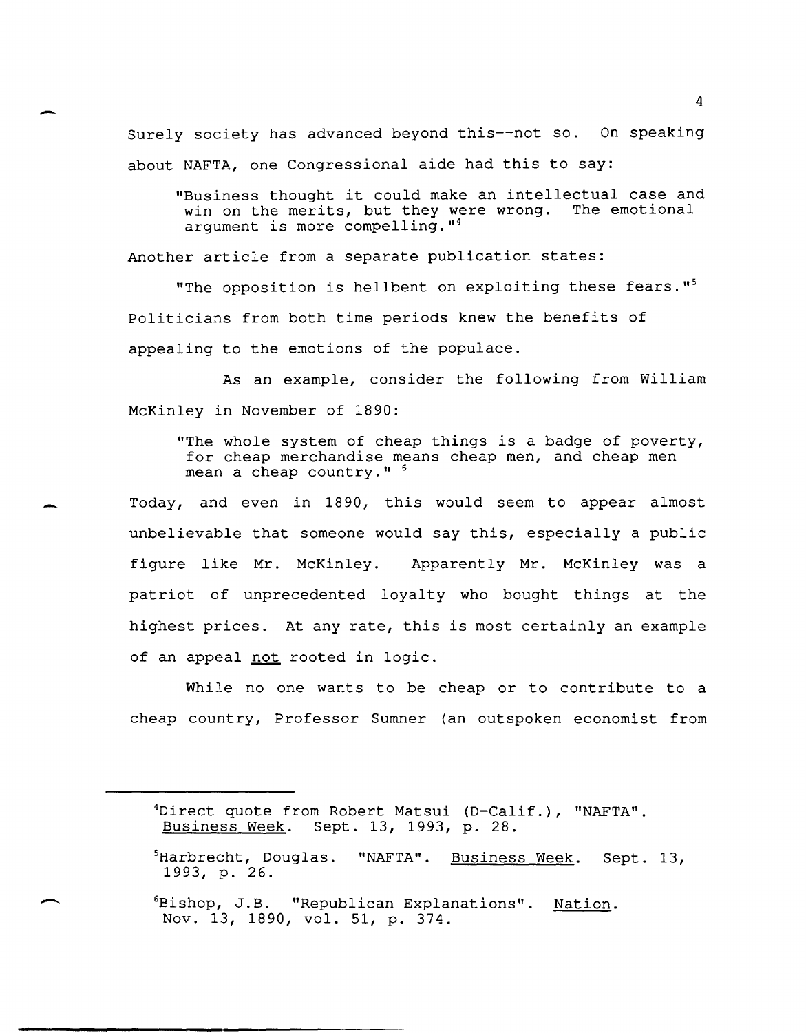Surely society has advanced beyond this--not so. On speaking about NAFTA, one Congressional aide had this to say:

> "Business thought it could make an intellectual case and win on the merits, but they were wrong. The emotional argument is more compelling."[4]

Another article from a separate publication states:

> "The opposition is hellbent on exploiting these fears."[5]

Politicians from both time periods knew the benefits of appealing to the emotions of the populace.

As an example, consider the following from William McKinley in November of 1890:

> "The whole system of cheap things is a badge of poverty, for cheap merchandise means cheap men, and cheap men mean a cheap country." [6]

Today, and even in 1890, this would seem to appear almost unbelievable that someone would say this, especially a public figure like Mr. McKinley. Apparently Mr. McKinley was a patriot of unprecedented loyalty who bought things at the highest prices. At any rate, this is most certainly an example of an appeal <u>not</u> rooted in logic.

While no one wants to be cheap or to contribute to a cheap country, Professor Sumner (an outspoken economist from

---

[4]Direct quote from Robert Matsui (D-Calif.), "NAFTA". <u>Business Week</u>. Sept. 13, 1993, p. 28.

[5]Harbrecht, Douglas. "NAFTA". <u>Business Week</u>. Sept. 13, 1993, p. 26.

[6]Bishop, J.B. "Republican Explanations". <u>Nation</u>. Nov. 13, 1890, vol. 51, p. 374.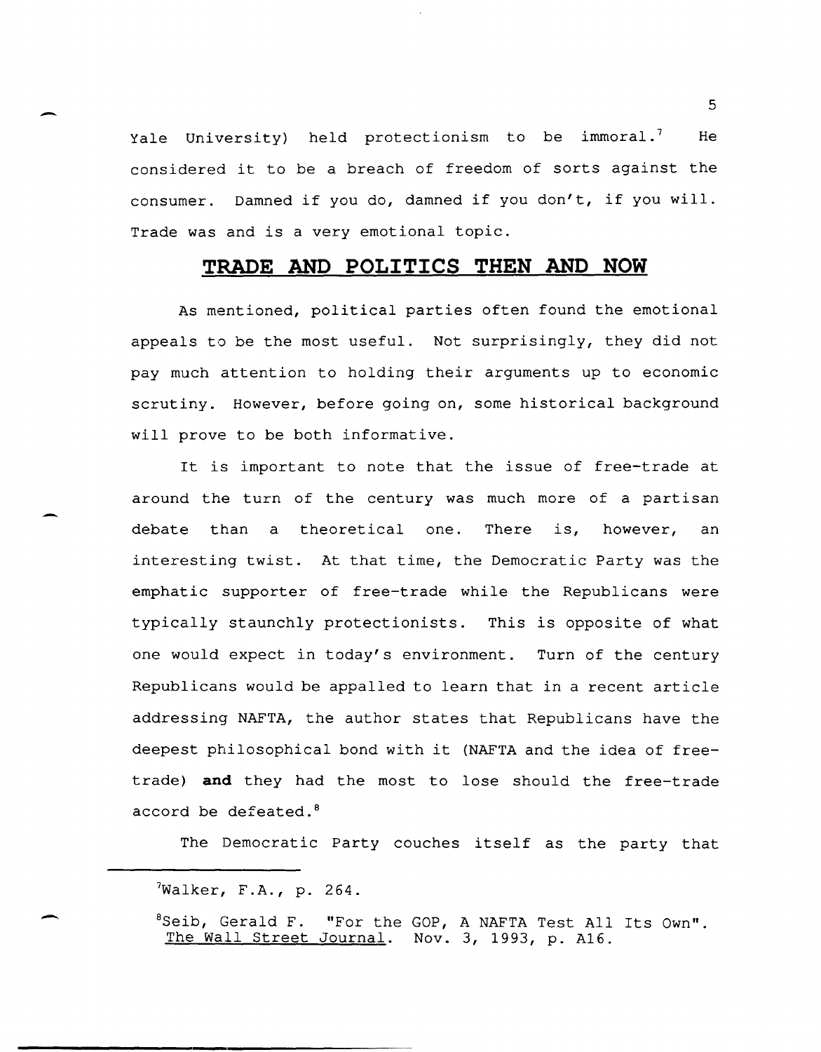Yale University) held protectionism to be immoral.[7] He considered it to be a breach of freedom of sorts against the consumer. Damned if you do, damned if you don't, if you will. Trade was and is a very emotional topic.

## TRADE AND POLITICS THEN AND NOW

As mentioned, political parties often found the emotional appeals to be the most useful. Not surprisingly, they did not pay much attention to holding their arguments up to economic scrutiny. However, before going on, some historical background will prove to be both informative.

It is important to note that the issue of free-trade at around the turn of the century was much more of a partisan debate than a theoretical one. There is, however, an interesting twist. At that time, the Democratic Party was the emphatic supporter of free-trade while the Republicans were typically staunchly protectionists. This is opposite of what one would expect in today's environment. Turn of the century Republicans would be appalled to learn that in a recent article addressing NAFTA, the author states that Republicans have the deepest philosophical bond with it (NAFTA and the idea of free-trade) **and** they had the most to lose should the free-trade accord be defeated.[8]

The Democratic Party couches itself as the party that

---

[7]Walker, F.A., p. 264.

[8]Seib, Gerald F. "For the GOP, A NAFTA Test All Its Own". The Wall Street Journal. Nov. 3, 1993, p. A16.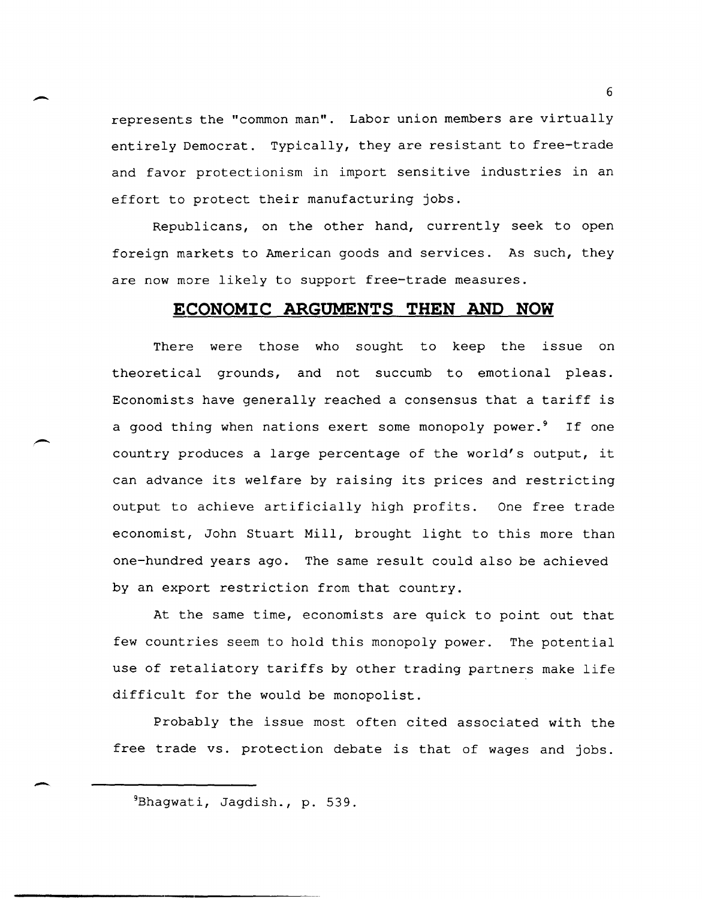represents the "common man". Labor union members are virtually entirely Democrat. Typically, they are resistant to free-trade and favor protectionism in import sensitive industries in an effort to protect their manufacturing jobs.

Republicans, on the other hand, currently seek to open foreign markets to American goods and services. As such, they are now more likely to support free-trade measures.

## ECONOMIC ARGUMENTS THEN AND NOW

There were those who sought to keep the issue on theoretical grounds, and not succumb to emotional pleas. Economists have generally reached a consensus that a tariff is a good thing when nations exert some monopoly power.[9] If one country produces a large percentage of the world's output, it can advance its welfare by raising its prices and restricting output to achieve artificially high profits. One free trade economist, John Stuart Mill, brought light to this more than one-hundred years ago. The same result could also be achieved by an export restriction from that country.

At the same time, economists are quick to point out that few countries seem to hold this monopoly power. The potential use of retaliatory tariffs by other trading partners make life difficult for the would be monopolist.

Probably the issue most often cited associated with the free trade vs. protection debate is that of wages and jobs.

---

[9]Bhagwati, Jagdish., p. 539.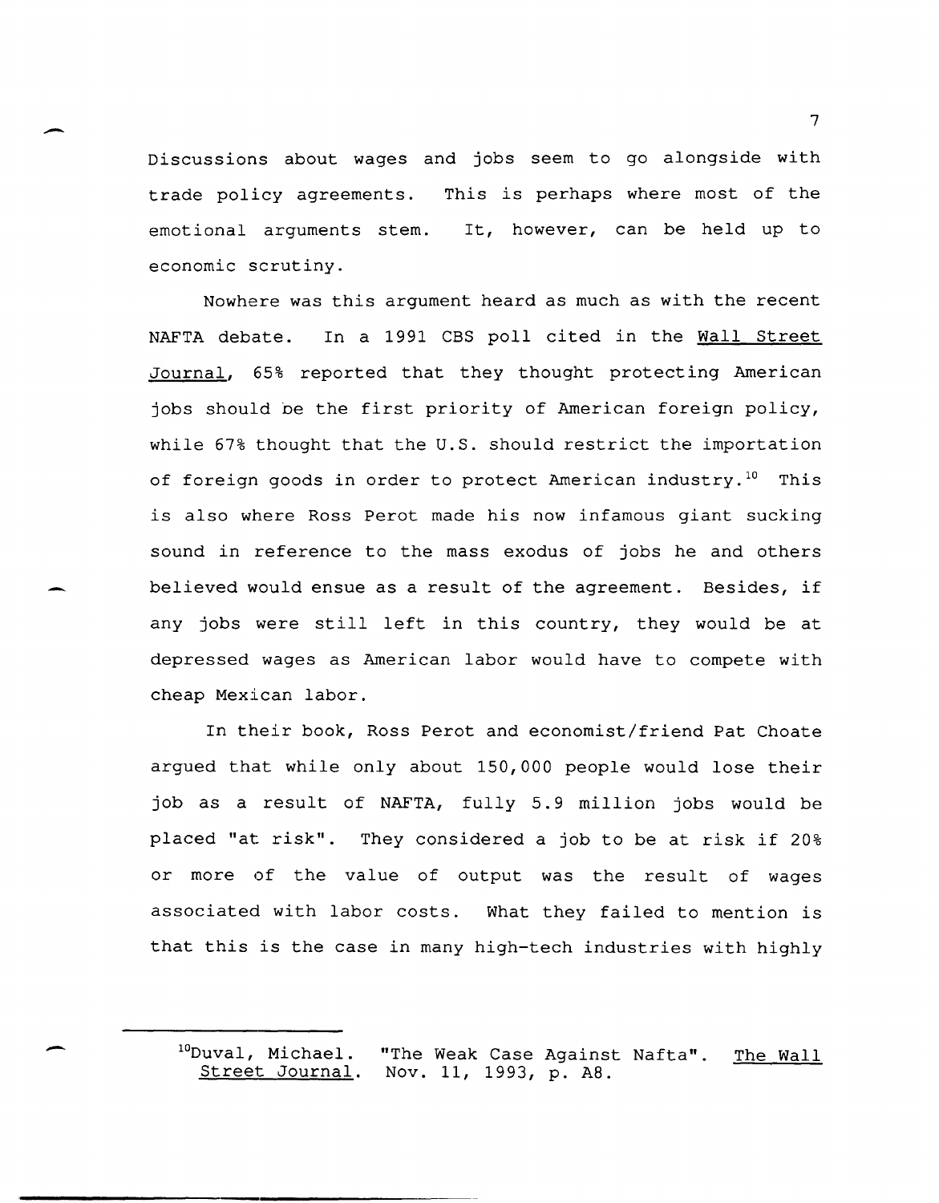Discussions about wages and jobs seem to go alongside with trade policy agreements. This is perhaps where most of the emotional arguments stem. It, however, can be held up to economic scrutiny.

Nowhere was this argument heard as much as with the recent NAFTA debate. In a 1991 CBS poll cited in the Wall Street Journal, 65% reported that they thought protecting American jobs should be the first priority of American foreign policy, while 67% thought that the U.S. should restrict the importation of foreign goods in order to protect American industry.[10] This is also where Ross Perot made his now infamous giant sucking sound in reference to the mass exodus of jobs he and others believed would ensue as a result of the agreement. Besides, if any jobs were still left in this country, they would be at depressed wages as American labor would have to compete with cheap Mexican labor.

In their book, Ross Perot and economist/friend Pat Choate argued that while only about 150,000 people would lose their job as a result of NAFTA, fully 5.9 million jobs would be placed "at risk". They considered a job to be at risk if 20% or more of the value of output was the result of wages associated with labor costs. What they failed to mention is that this is the case in many high-tech industries with highly

[10]Duval, Michael. "The Weak Case Against Nafta". The Wall Street Journal. Nov. 11, 1993, p. A8.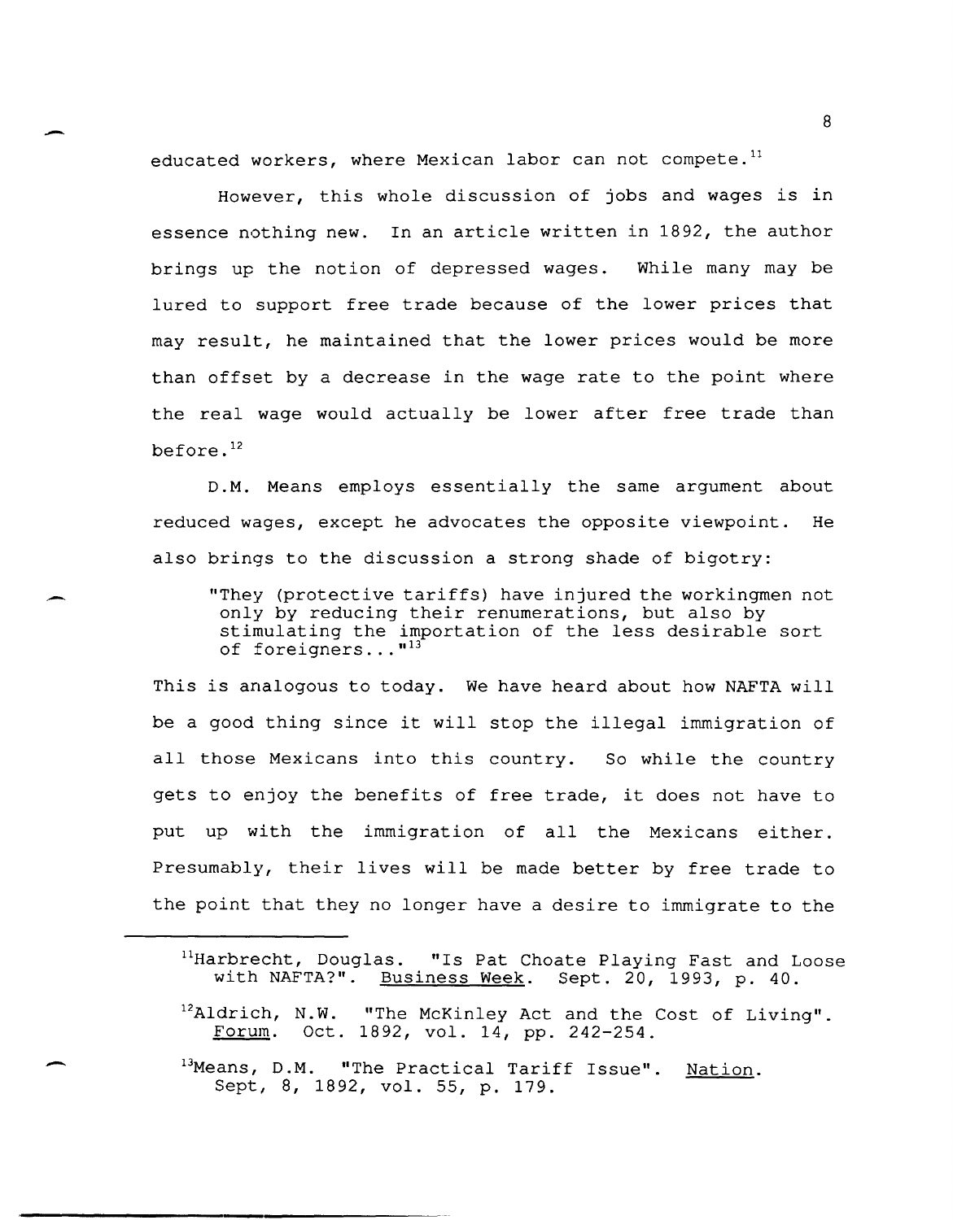educated workers, where Mexican labor can not compete.[11]

However, this whole discussion of jobs and wages is in essence nothing new. In an article written in 1892, the author brings up the notion of depressed wages. While many may be lured to support free trade because of the lower prices that may result, he maintained that the lower prices would be more than offset by a decrease in the wage rate to the point where the real wage would actually be lower after free trade than before.[12]

D.M. Means employs essentially the same argument about reduced wages, except he advocates the opposite viewpoint. He also brings to the discussion a strong shade of bigotry:

> "They (protective tariffs) have injured the workingmen not only by reducing their renumerations, but also by stimulating the importation of the less desirable sort of foreigners..."[13]

This is analogous to today. We have heard about how NAFTA will be a good thing since it will stop the illegal immigration of all those Mexicans into this country. So while the country gets to enjoy the benefits of free trade, it does not have to put up with the immigration of all the Mexicans either. Presumably, their lives will be made better by free trade to the point that they no longer have a desire to immigrate to the

---

[11]Harbrecht, Douglas. "Is Pat Choate Playing Fast and Loose with NAFTA?". Business Week. Sept. 20, 1993, p. 40.

[12]Aldrich, N.W. "The McKinley Act and the Cost of Living". Forum. Oct. 1892, vol. 14, pp. 242-254.

[13]Means, D.M. "The Practical Tariff Issue". Nation. Sept, 8, 1892, vol. 55, p. 179.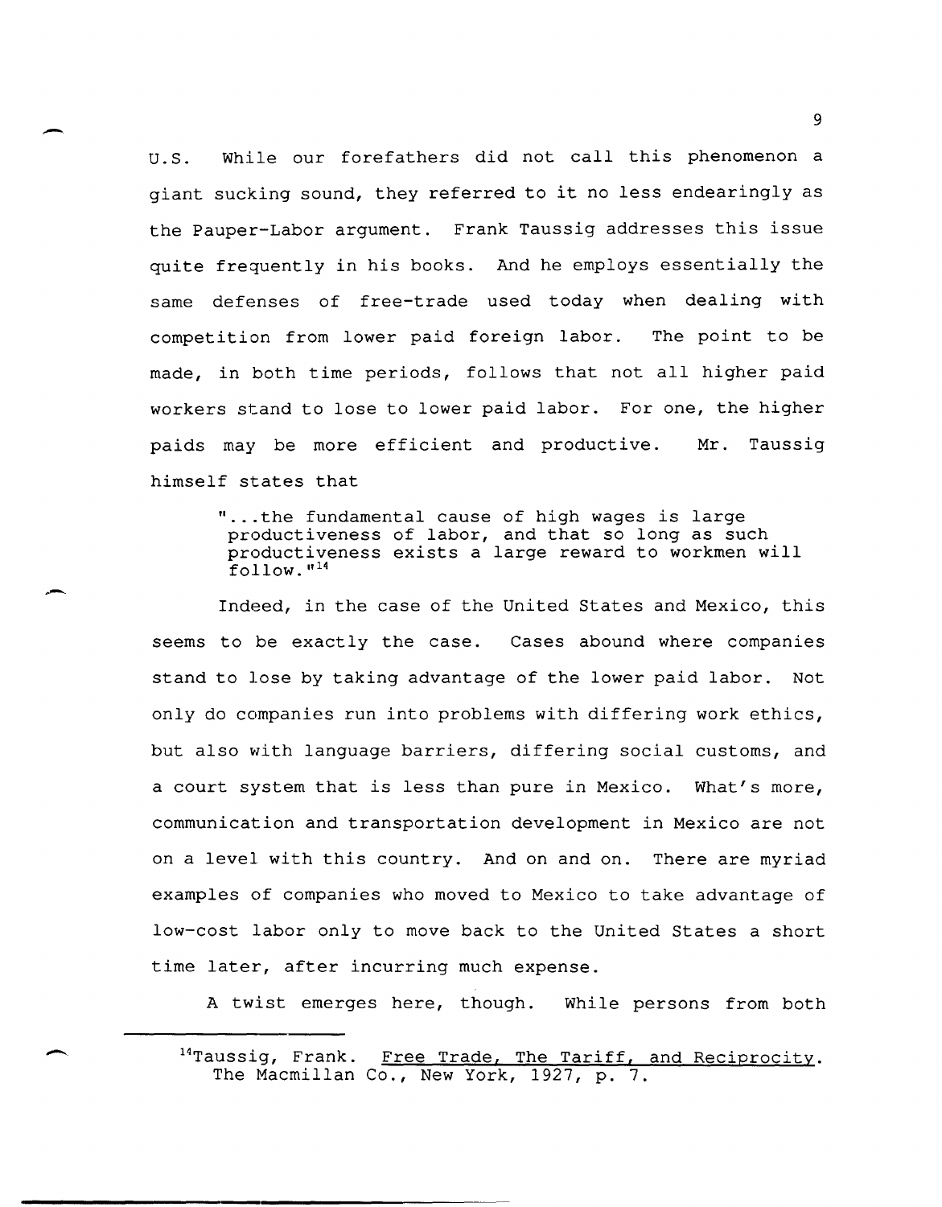U.S. While our forefathers did not call this phenomenon a giant sucking sound, they referred to it no less endearingly as the Pauper-Labor argument. Frank Taussig addresses this issue quite frequently in his books. And he employs essentially the same defenses of free-trade used today when dealing with competition from lower paid foreign labor. The point to be made, in both time periods, follows that not all higher paid workers stand to lose to lower paid labor. For one, the higher paids may be more efficient and productive. Mr. Taussig himself states that

> "...the fundamental cause of high wages is large productiveness of labor, and that so long as such productiveness exists a large reward to workmen will follow."[14]

Indeed, in the case of the United States and Mexico, this seems to be exactly the case. Cases abound where companies stand to lose by taking advantage of the lower paid labor. Not only do companies run into problems with differing work ethics, but also with language barriers, differing social customs, and a court system that is less than pure in Mexico. What's more, communication and transportation development in Mexico are not on a level with this country. And on and on. There are myriad examples of companies who moved to Mexico to take advantage of low-cost labor only to move back to the United States a short time later, after incurring much expense.

A twist emerges here, though. While persons from both

---

[14]Taussig, Frank. Free Trade, The Tariff, and Reciprocity. The Macmillan Co., New York, 1927, p. 7.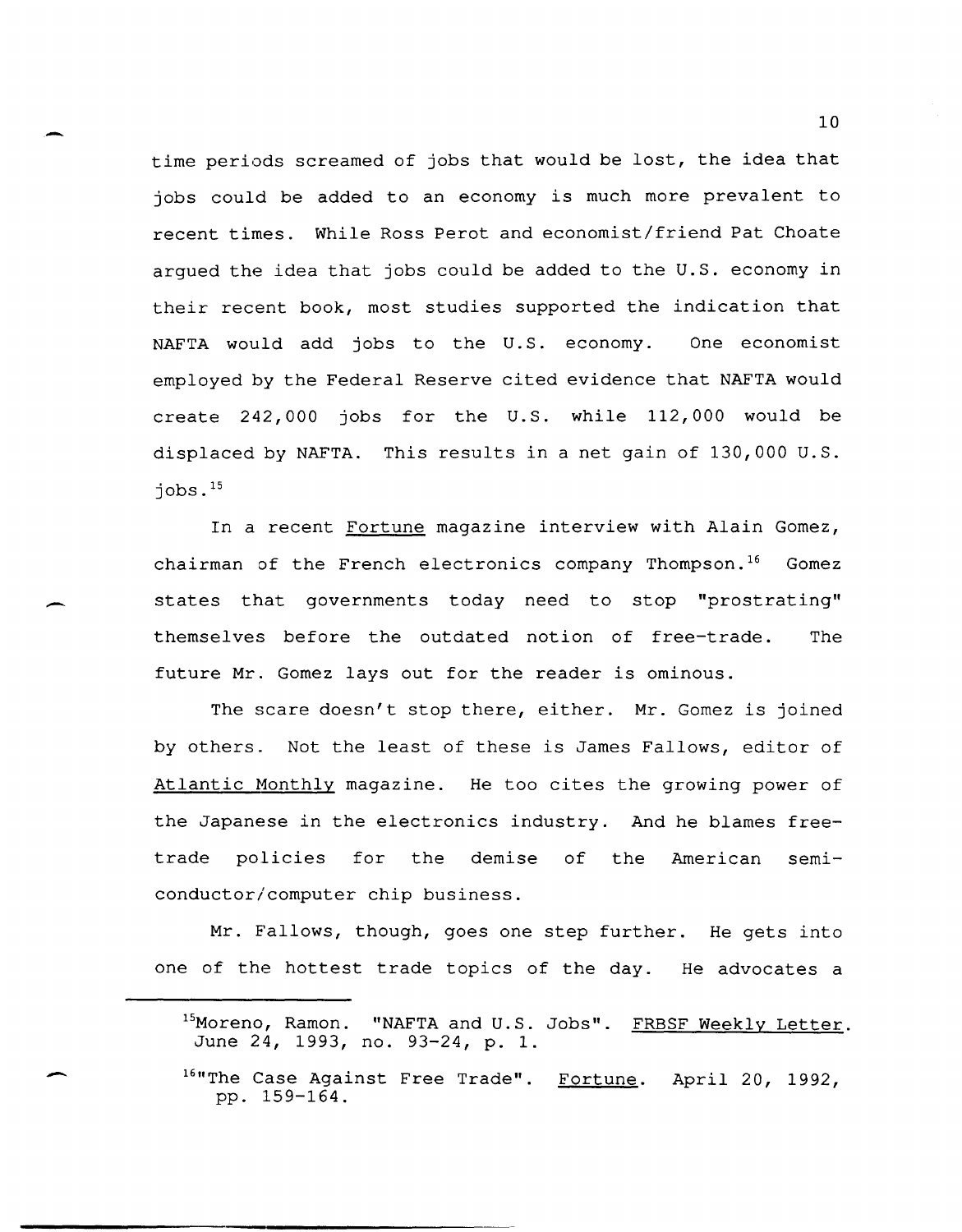time periods screamed of jobs that would be lost, the idea that jobs could be added to an economy is much more prevalent to recent times. While Ross Perot and economist/friend Pat Choate argued the idea that jobs could be added to the U.S. economy in their recent book, most studies supported the indication that NAFTA would add jobs to the U.S. economy. One economist employed by the Federal Reserve cited evidence that NAFTA would create 242,000 jobs for the U.S. while 112,000 would be displaced by NAFTA. This results in a net gain of 130,000 U.S. jobs.[15]

In a recent Fortune magazine interview with Alain Gomez, chairman of the French electronics company Thompson.[16] Gomez states that governments today need to stop "prostrating" themselves before the outdated notion of free-trade. The future Mr. Gomez lays out for the reader is ominous.

The scare doesn't stop there, either. Mr. Gomez is joined by others. Not the least of these is James Fallows, editor of Atlantic Monthly magazine. He too cites the growing power of the Japanese in the electronics industry. And he blames free-trade policies for the demise of the American semi-conductor/computer chip business.

Mr. Fallows, though, goes one step further. He gets into one of the hottest trade topics of the day. He advocates a

---

[15] Moreno, Ramon. "NAFTA and U.S. Jobs". FRBSF Weekly Letter. June 24, 1993, no. 93-24, p. 1.

[16] "The Case Against Free Trade". Fortune. April 20, 1992, pp. 159-164.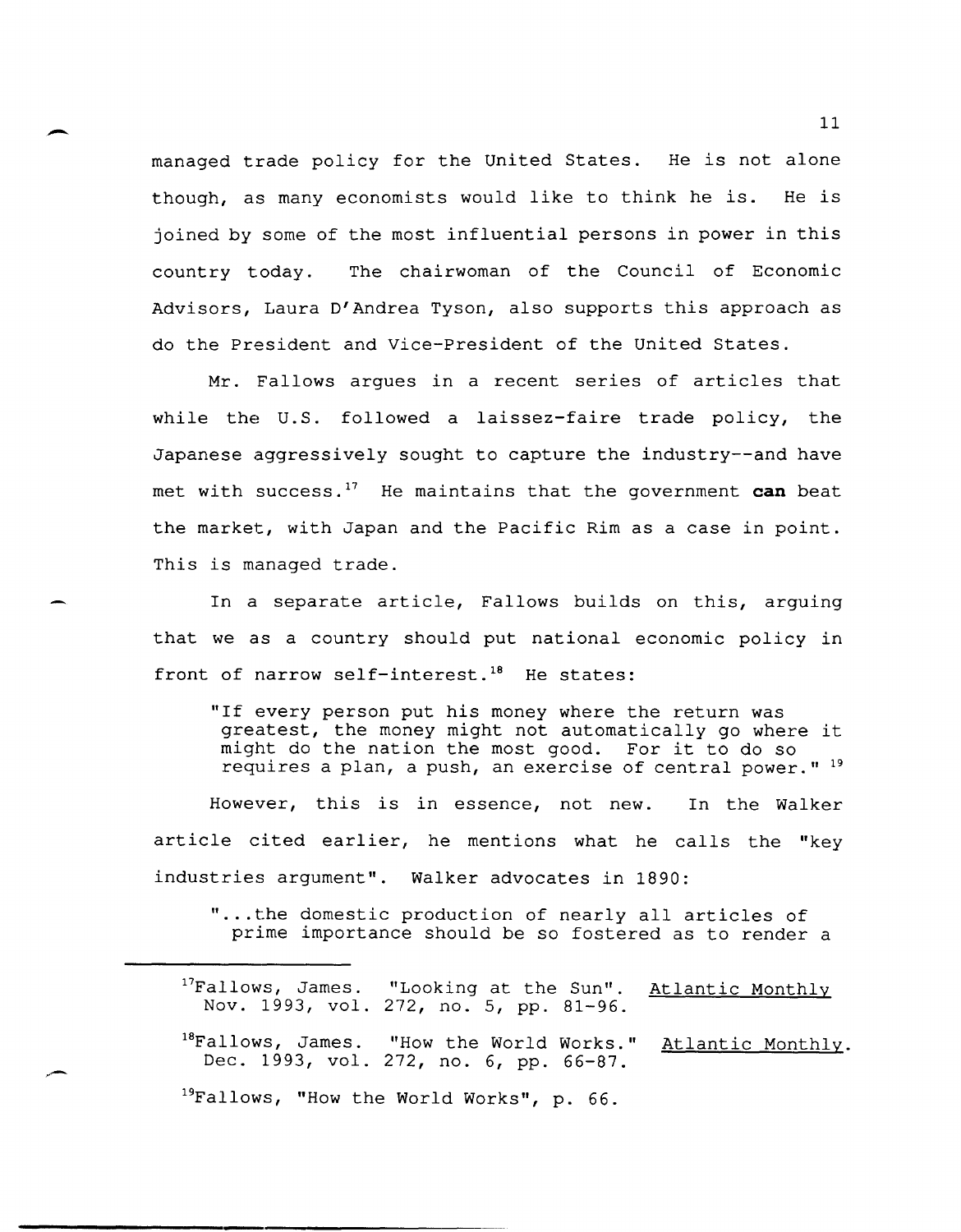managed trade policy for the United States. He is not alone though, as many economists would like to think he is. He is joined by some of the most influential persons in power in this country today. The chairwoman of the Council of Economic Advisors, Laura D'Andrea Tyson, also supports this approach as do the President and Vice-President of the United States.

Mr. Fallows argues in a recent series of articles that while the U.S. followed a laissez-faire trade policy, the Japanese aggressively sought to capture the industry--and have met with success.[17] He maintains that the government **can** beat the market, with Japan and the Pacific Rim as a case in point. This is managed trade.

In a separate article, Fallows builds on this, arguing that we as a country should put national economic policy in front of narrow self-interest.[18] He states:

> "If every person put his money where the return was greatest, the money might not automatically go where it might do the nation the most good. For it to do so requires a plan, a push, an exercise of central power." [19]

However, this is in essence, not new. In the Walker article cited earlier, he mentions what he calls the "key industries argument". Walker advocates in 1890:

> "...the domestic production of nearly all articles of prime importance should be so fostered as to render a

---

[17] Fallows, James. "Looking at the Sun". Atlantic Monthly Nov. 1993, vol. 272, no. 5, pp. 81-96.

[18] Fallows, James. "How the World Works." Atlantic Monthly. Dec. 1993, vol. 272, no. 6, pp. 66-87.

[19] Fallows, "How the World Works", p. 66.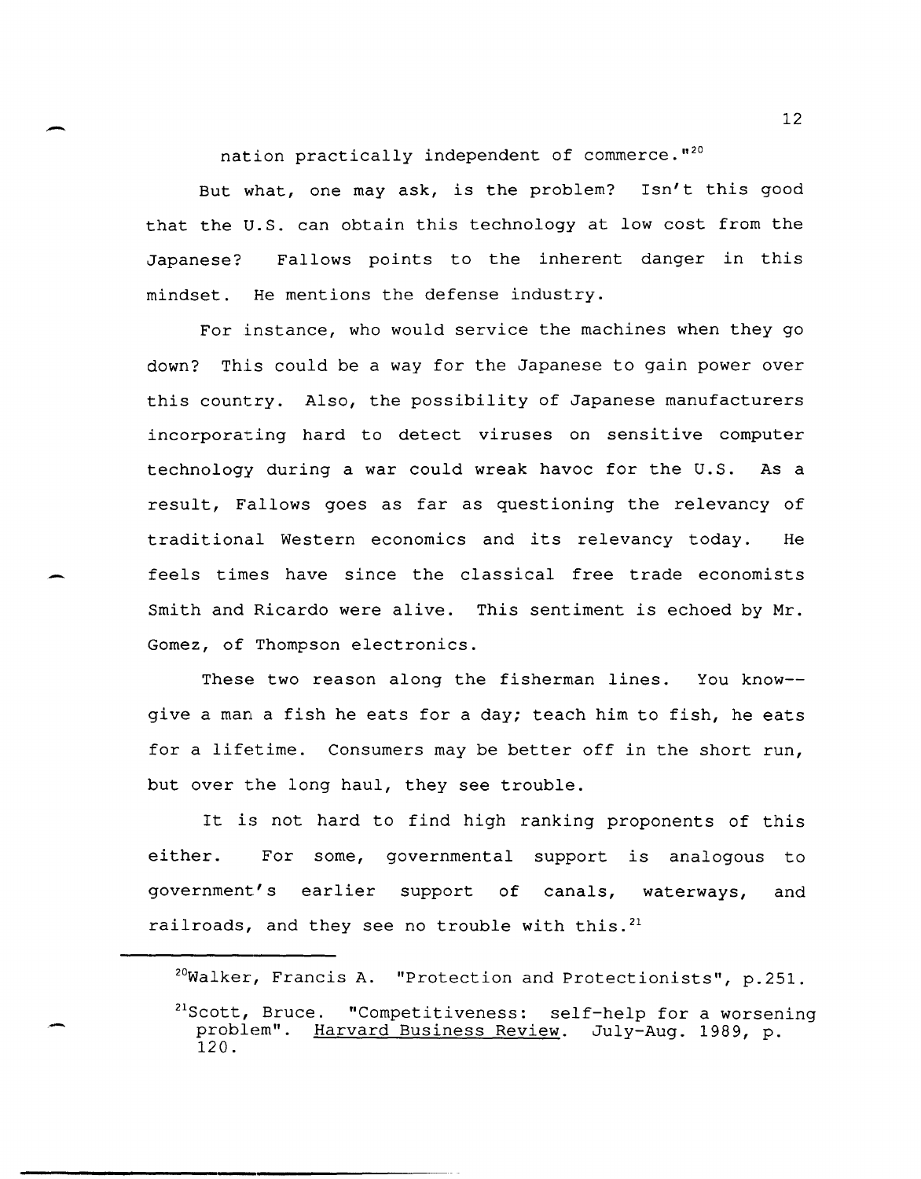nation practically independent of commerce."[20]

But what, one may ask, is the problem? Isn't this good that the U.S. can obtain this technology at low cost from the Japanese? Fallows points to the inherent danger in this mindset. He mentions the defense industry.

For instance, who would service the machines when they go down? This could be a way for the Japanese to gain power over this country. Also, the possibility of Japanese manufacturers incorporating hard to detect viruses on sensitive computer technology during a war could wreak havoc for the U.S. As a result, Fallows goes as far as questioning the relevancy of traditional Western economics and its relevancy today. He feels times have since the classical free trade economists Smith and Ricardo were alive. This sentiment is echoed by Mr. Gomez, of Thompson electronics.

These two reason along the fisherman lines. You know--give a man a fish he eats for a day; teach him to fish, he eats for a lifetime. Consumers may be better off in the short run, but over the long haul, they see trouble.

It is not hard to find high ranking proponents of this either. For some, governmental support is analogous to government's earlier support of canals, waterways, and railroads, and they see no trouble with this.[21]

---

[20] Walker, Francis A. "Protection and Protectionists", p.251.

[21] Scott, Bruce. "Competitiveness: self-help for a worsening problem". Harvard Business Review. July-Aug. 1989, p. 120.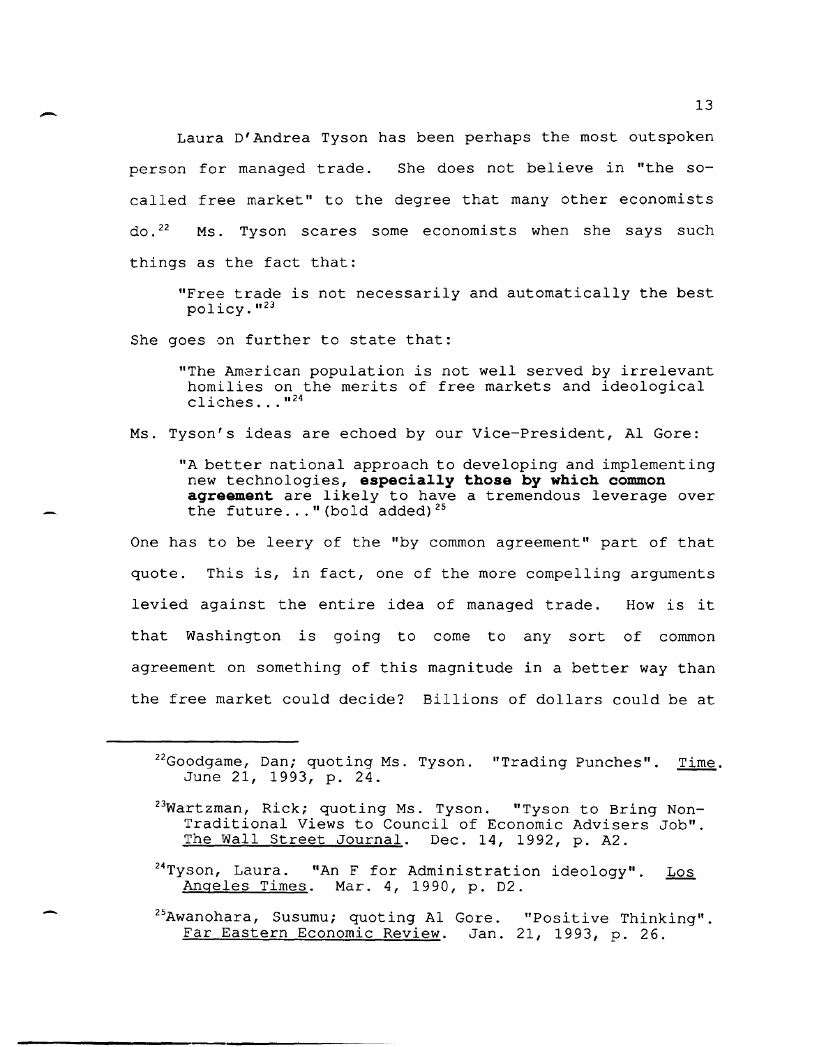Laura D'Andrea Tyson has been perhaps the most outspoken person for managed trade. She does not believe in "the so-called free market" to the degree that many other economists do.[22] Ms. Tyson scares some economists when she says such things as the fact that:

> "Free trade is not necessarily and automatically the best policy."[23]

She goes on further to state that:

> "The American population is not well served by irrelevant homilies on the merits of free markets and ideological cliches..."[24]

Ms. Tyson's ideas are echoed by our Vice-President, Al Gore:

> "A better national approach to developing and implementing new technologies, **especially those by which common agreement** are likely to have a tremendous leverage over the future..." (bold added)[25]

One has to be leery of the "by common agreement" part of that quote. This is, in fact, one of the more compelling arguments levied against the entire idea of managed trade. How is it that Washington is going to come to any sort of common agreement on something of this magnitude in a better way than the free market could decide? Billions of dollars could be at

---

[22] Goodgame, Dan; quoting Ms. Tyson. "Trading Punches". Time. June 21, 1993, p. 24.

[23] Wartzman, Rick; quoting Ms. Tyson. "Tyson to Bring Non-Traditional Views to Council of Economic Advisers Job". The Wall Street Journal. Dec. 14, 1992, p. A2.

[24] Tyson, Laura. "An F for Administration ideology". Los Angeles Times. Mar. 4, 1990, p. D2.

[25] Awanohara, Susumu; quoting Al Gore. "Positive Thinking". Far Eastern Economic Review. Jan. 21, 1993, p. 26.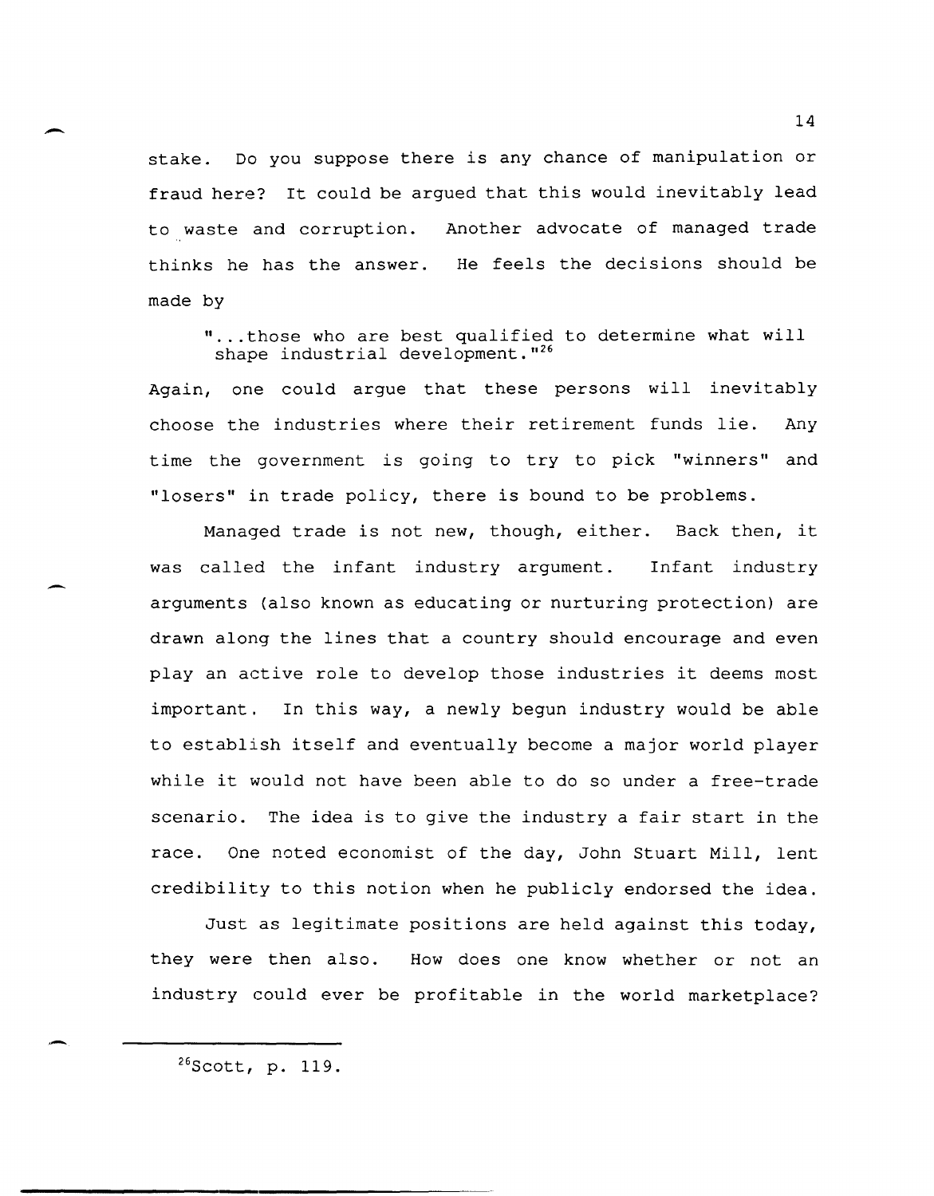stake. Do you suppose there is any chance of manipulation or fraud here? It could be argued that this would inevitably lead to waste and corruption. Another advocate of managed trade thinks he has the answer. He feels the decisions should be made by

> "...those who are best qualified to determine what will shape industrial development."[26]

Again, one could argue that these persons will inevitably choose the industries where their retirement funds lie. Any time the government is going to try to pick "winners" and "losers" in trade policy, there is bound to be problems.

Managed trade is not new, though, either. Back then, it was called the infant industry argument. Infant industry arguments (also known as educating or nurturing protection) are drawn along the lines that a country should encourage and even play an active role to develop those industries it deems most important. In this way, a newly begun industry would be able to establish itself and eventually become a major world player while it would not have been able to do so under a free-trade scenario. The idea is to give the industry a fair start in the race. One noted economist of the day, John Stuart Mill, lent credibility to this notion when he publicly endorsed the idea.

Just as legitimate positions are held against this today, they were then also. How does one know whether or not an industry could ever be profitable in the world marketplace?

---

[26] Scott, p. 119.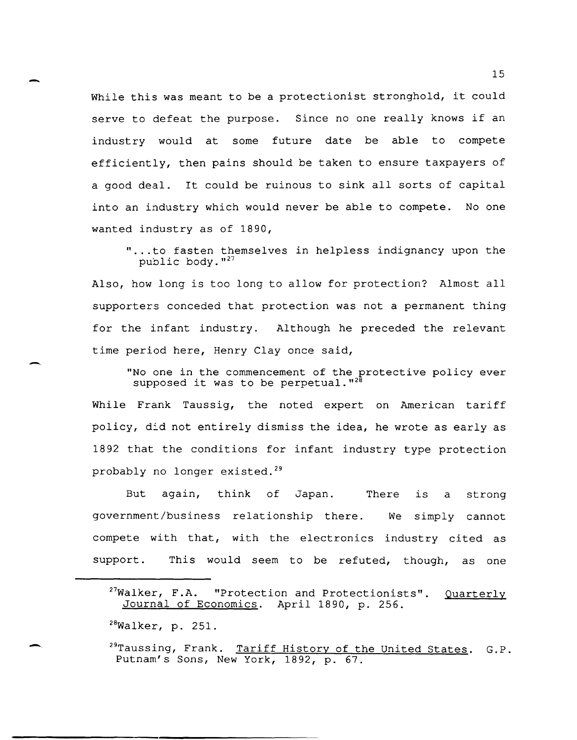While this was meant to be a protectionist stronghold, it could serve to defeat the purpose. Since no one really knows if an industry would at some future date be able to compete efficiently, then pains should be taken to ensure taxpayers of a good deal. It could be ruinous to sink all sorts of capital into an industry which would never be able to compete. No one wanted industry as of 1890,

> "...to fasten themselves in helpless indignancy upon the public body."[27]

Also, how long is too long to allow for protection? Almost all supporters conceded that protection was not a permanent thing for the infant industry. Although he preceded the relevant time period here, Henry Clay once said,

> "No one in the commencement of the protective policy ever supposed it was to be perpetual."[28]

While Frank Taussig, the noted expert on American tariff policy, did not entirely dismiss the idea, he wrote as early as 1892 that the conditions for infant industry type protection probably no longer existed.[29]

But again, think of Japan. There is a strong government/business relationship there. We simply cannot compete with that, with the electronics industry cited as support. This would seem to be refuted, though, as one

---

[27] Walker, F.A. "Protection and Protectionists". Quarterly Journal of Economics. April 1890, p. 256.

[28] Walker, p. 251.

[29] Taussing, Frank. Tariff History of the United States. G.P. Putnam's Sons, New York, 1892, p. 67.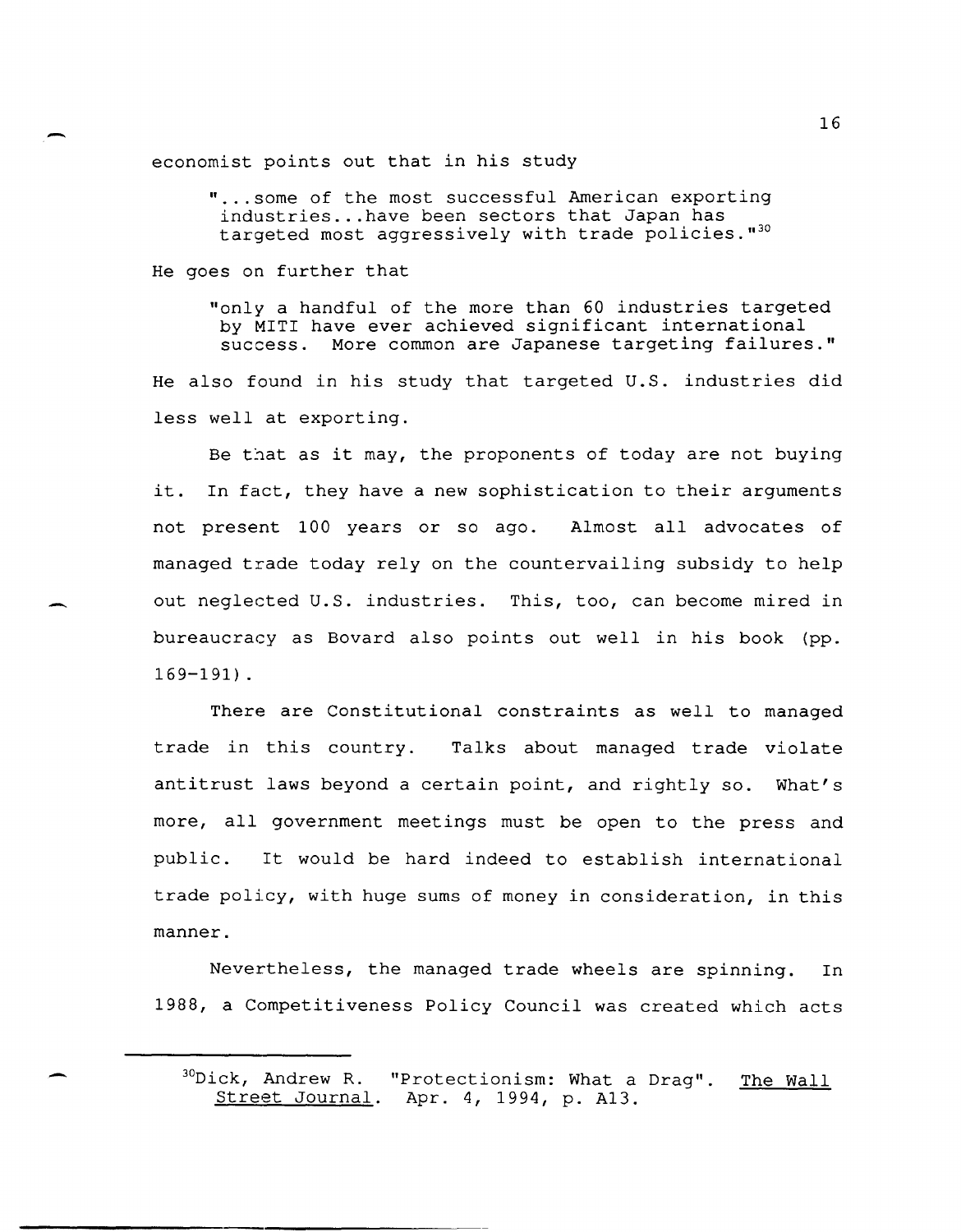economist points out that in his study

> "...some of the most successful American exporting industries...have been sectors that Japan has targeted most aggressively with trade policies."[30]

He goes on further that

> "only a handful of the more than 60 industries targeted by MITI have ever achieved significant international success. More common are Japanese targeting failures."

He also found in his study that targeted U.S. industries did less well at exporting.

Be that as it may, the proponents of today are not buying it. In fact, they have a new sophistication to their arguments not present 100 years or so ago. Almost all advocates of managed trade today rely on the countervailing subsidy to help out neglected U.S. industries. This, too, can become mired in bureaucracy as Bovard also points out well in his book (pp. 169-191).

There are Constitutional constraints as well to managed trade in this country. Talks about managed trade violate antitrust laws beyond a certain point, and rightly so. What's more, all government meetings must be open to the press and public. It would be hard indeed to establish international trade policy, with huge sums of money in consideration, in this manner.

Nevertheless, the managed trade wheels are spinning. In 1988, a Competitiveness Policy Council was created which acts

---

[30] Dick, Andrew R. "Protectionism: What a Drag". The Wall Street Journal. Apr. 4, 1994, p. A13.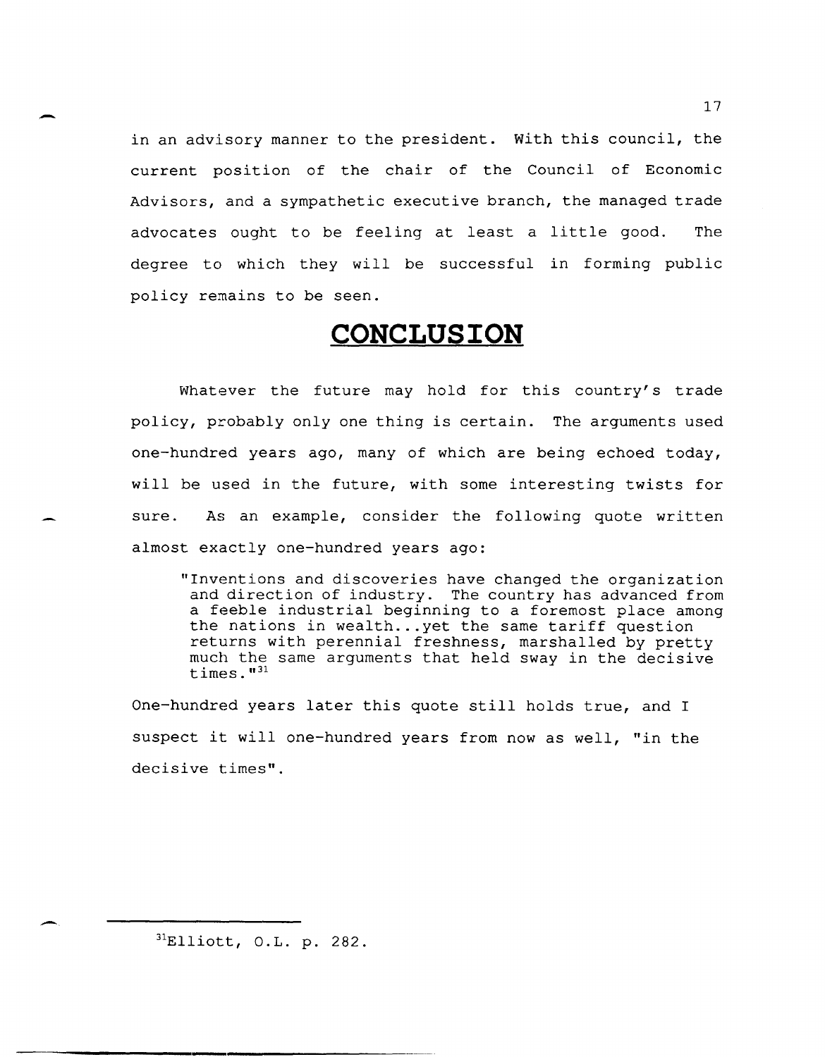in an advisory manner to the president. With this council, the current position of the chair of the Council of Economic Advisors, and a sympathetic executive branch, the managed trade advocates ought to be feeling at least a little good. The degree to which they will be successful in forming public policy remains to be seen.

# CONCLUSION

Whatever the future may hold for this country's trade policy, probably only one thing is certain. The arguments used one-hundred years ago, many of which are being echoed today, will be used in the future, with some interesting twists for sure. As an example, consider the following quote written almost exactly one-hundred years ago:

> "Inventions and discoveries have changed the organization and direction of industry. The country has advanced from a feeble industrial beginning to a foremost place among the nations in wealth...yet the same tariff question returns with perennial freshness, marshalled by pretty much the same arguments that held sway in the decisive times."[31]

One-hundred years later this quote still holds true, and I suspect it will one-hundred years from now as well, "in the decisive times".

---

[31]Elliott, O.L. p. 282.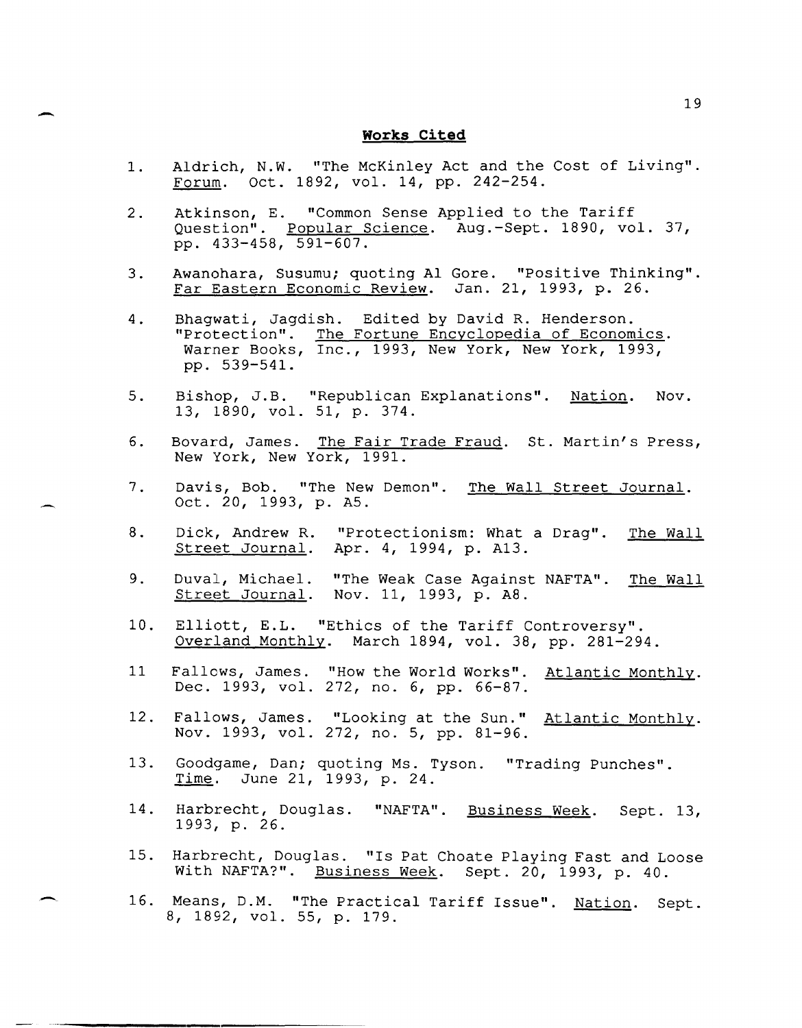## Works Cited

1. Aldrich, N.W. "The McKinley Act and the Cost of Living". Forum. Oct. 1892, vol. 14, pp. 242-254.

2. Atkinson, E. "Common Sense Applied to the Tariff Question". Popular Science. Aug.-Sept. 1890, vol. 37, pp. 433-458, 591-607.

3. Awanohara, Susumu; quoting Al Gore. "Positive Thinking". Far Eastern Economic Review. Jan. 21, 1993, p. 26.

4. Bhagwati, Jagdish. Edited by David R. Henderson. "Protection". The Fortune Encyclopedia of Economics. Warner Books, Inc., 1993, New York, New York, 1993, pp. 539-541.

5. Bishop, J.B. "Republican Explanations". Nation. Nov. 13, 1890, vol. 51, p. 374.

6. Bovard, James. The Fair Trade Fraud. St. Martin's Press, New York, New York, 1991.

7. Davis, Bob. "The New Demon". The Wall Street Journal. Oct. 20, 1993, p. A5.

8. Dick, Andrew R. "Protectionism: What a Drag". The Wall Street Journal. Apr. 4, 1994, p. A13.

9. Duval, Michael. "The Weak Case Against NAFTA". The Wall Street Journal. Nov. 11, 1993, p. A8.

10. Elliott, E.L. "Ethics of the Tariff Controversy". Overland Monthly. March 1894, vol. 38, pp. 281-294.

11 Fallows, James. "How the World Works". Atlantic Monthly. Dec. 1993, vol. 272, no. 6, pp. 66-87.

12. Fallows, James. "Looking at the Sun." Atlantic Monthly. Nov. 1993, vol. 272, no. 5, pp. 81-96.

13. Goodgame, Dan; quoting Ms. Tyson. "Trading Punches". Time. June 21, 1993, p. 24.

14. Harbrecht, Douglas. "NAFTA". Business Week. Sept. 13, 1993, p. 26.

15. Harbrecht, Douglas. "Is Pat Choate Playing Fast and Loose With NAFTA?". Business Week. Sept. 20, 1993, p. 40.

16. Means, D.M. "The Practical Tariff Issue". Nation. Sept. 8, 1892, vol. 55, p. 179.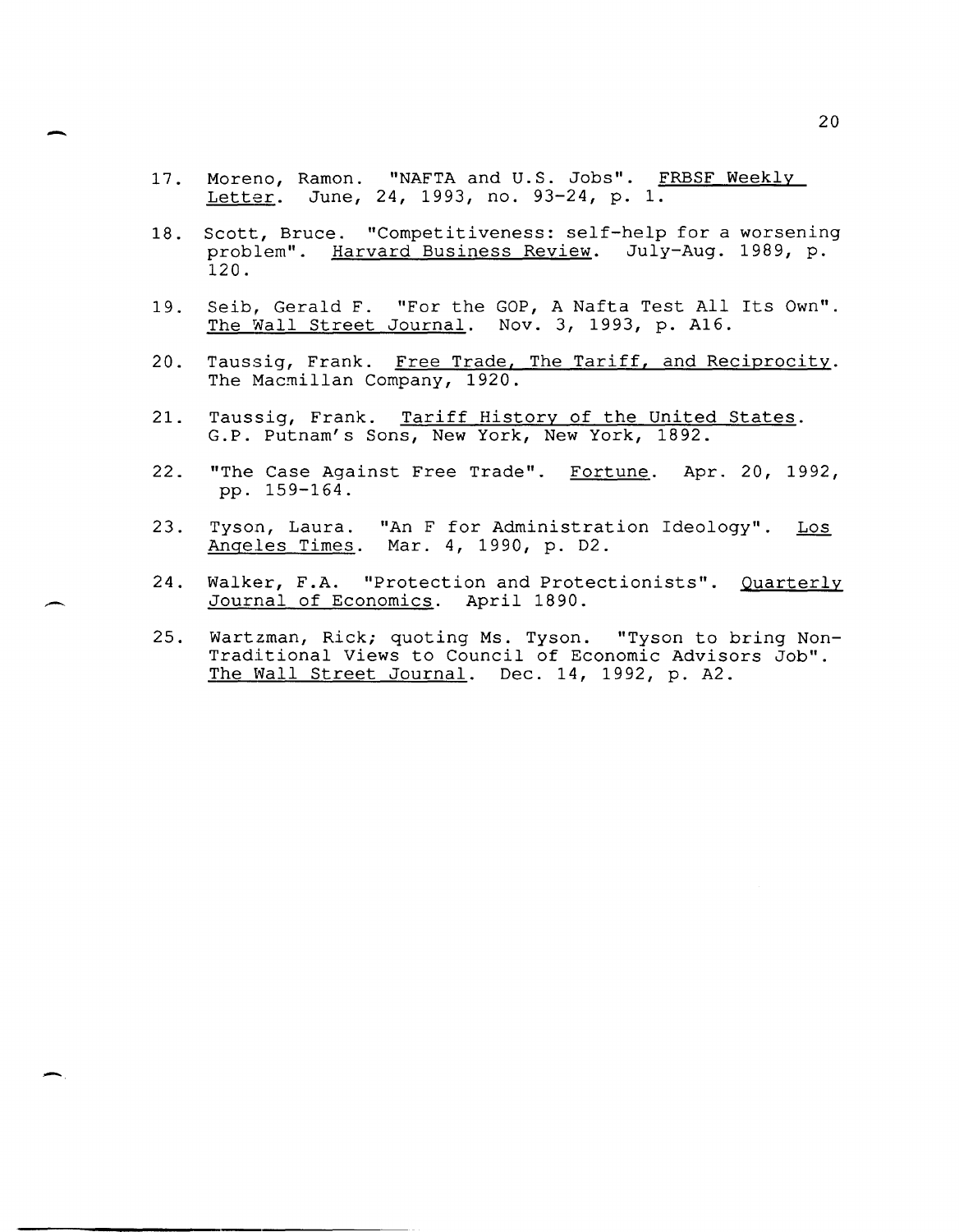17. Moreno, Ramon. "NAFTA and U.S. Jobs". FRBSF Weekly Letter. June, 24, 1993, no. 93-24, p. 1.

18. Scott, Bruce. "Competitiveness: self-help for a worsening problem". Harvard Business Review. July-Aug. 1989, p. 120.

19. Seib, Gerald F. "For the GOP, A Nafta Test All Its Own". The Wall Street Journal. Nov. 3, 1993, p. A16.

20. Taussig, Frank. Free Trade, The Tariff, and Reciprocity. The Macmillan Company, 1920.

21. Taussig, Frank. Tariff History of the United States. G.P. Putnam's Sons, New York, New York, 1892.

22. "The Case Against Free Trade". Fortune. Apr. 20, 1992, pp. 159-164.

23. Tyson, Laura. "An F for Administration Ideology". Los Angeles Times. Mar. 4, 1990, p. D2.

24. Walker, F.A. "Protection and Protectionists". Quarterly Journal of Economics. April 1890.

25. Wartzman, Rick; quoting Ms. Tyson. "Tyson to bring Non-Traditional Views to Council of Economic Advisors Job". The Wall Street Journal. Dec. 14, 1992, p. A2.